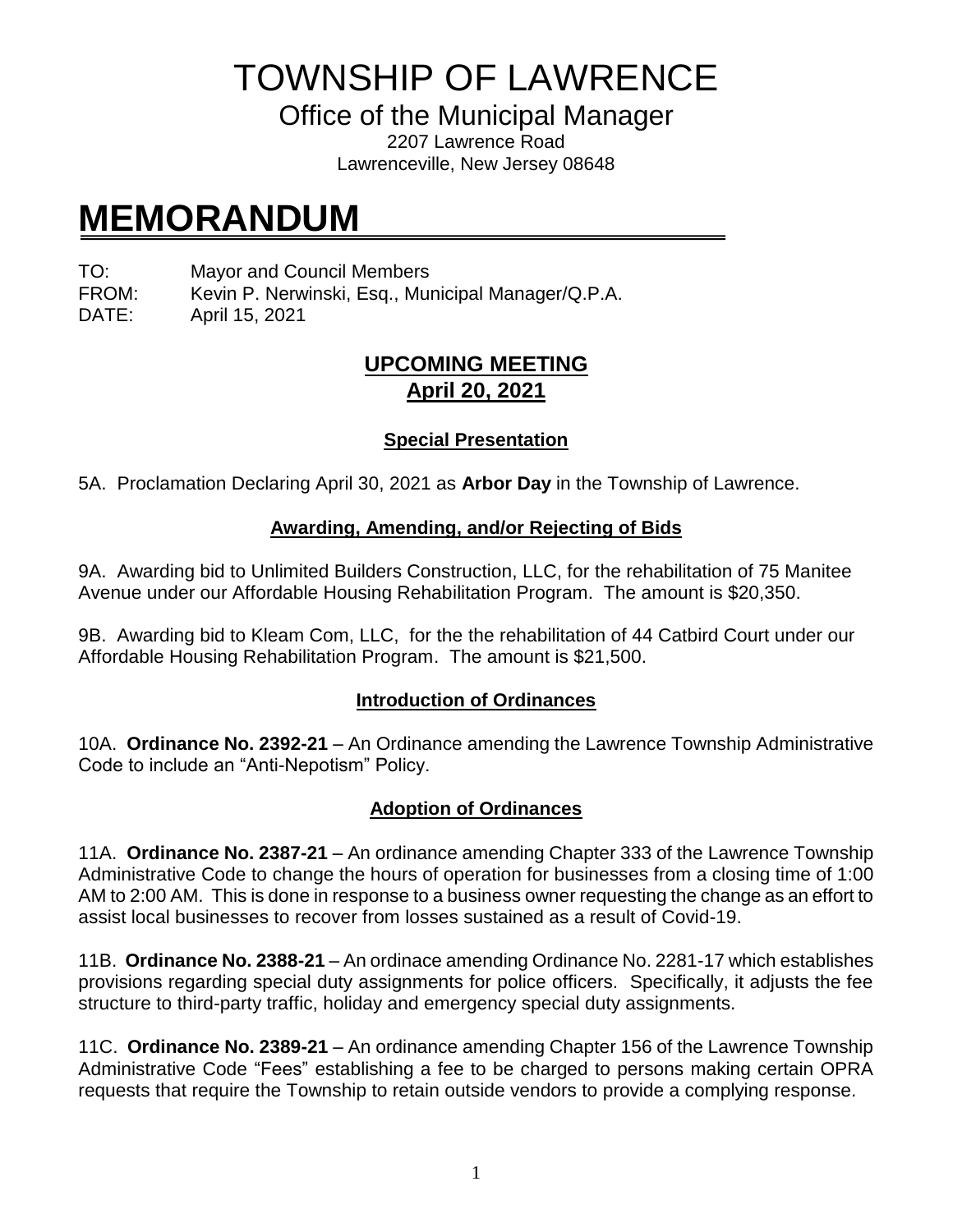# TOWNSHIP OF LAWRENCE

## Office of the Municipal Manager

2207 Lawrence Road
Lawrenceville, New Jersey 08648

# MEMORANDUM

TO: Mayor and Council Members
FROM: Kevin P. Nerwinski, Esq., Municipal Manager/Q.P.A.
DATE: April 15, 2021

## UPCOMING MEETING
## April 20, 2021

### Special Presentation

5A. Proclamation Declaring April 30, 2021 as **Arbor Day** in the Township of Lawrence.

### Awarding, Amending, and/or Rejecting of Bids

9A. Awarding bid to Unlimited Builders Construction, LLC, for the rehabilitation of 75 Manitee Avenue under our Affordable Housing Rehabilitation Program. The amount is $20,350.

9B. Awarding bid to Kleam Com, LLC, for the the rehabilitation of 44 Catbird Court under our Affordable Housing Rehabilitation Program. The amount is $21,500.

### Introduction of Ordinances

10A. **Ordinance No. 2392-21** – An Ordinance amending the Lawrence Township Administrative Code to include an "Anti-Nepotism" Policy.

### Adoption of Ordinances

11A. **Ordinance No. 2387-21** – An ordinance amending Chapter 333 of the Lawrence Township Administrative Code to change the hours of operation for businesses from a closing time of 1:00 AM to 2:00 AM. This is done in response to a business owner requesting the change as an effort to assist local businesses to recover from losses sustained as a result of Covid-19.

11B. **Ordinance No. 2388-21** – An ordinace amending Ordinance No. 2281-17 which establishes provisions regarding special duty assignments for police officers. Specifically, it adjusts the fee structure to third-party traffic, holiday and emergency special duty assignments.

11C. **Ordinance No. 2389-21** – An ordinance amending Chapter 156 of the Lawrence Township Administrative Code "Fees" establishing a fee to be charged to persons making certain OPRA requests that require the Township to retain outside vendors to provide a complying response.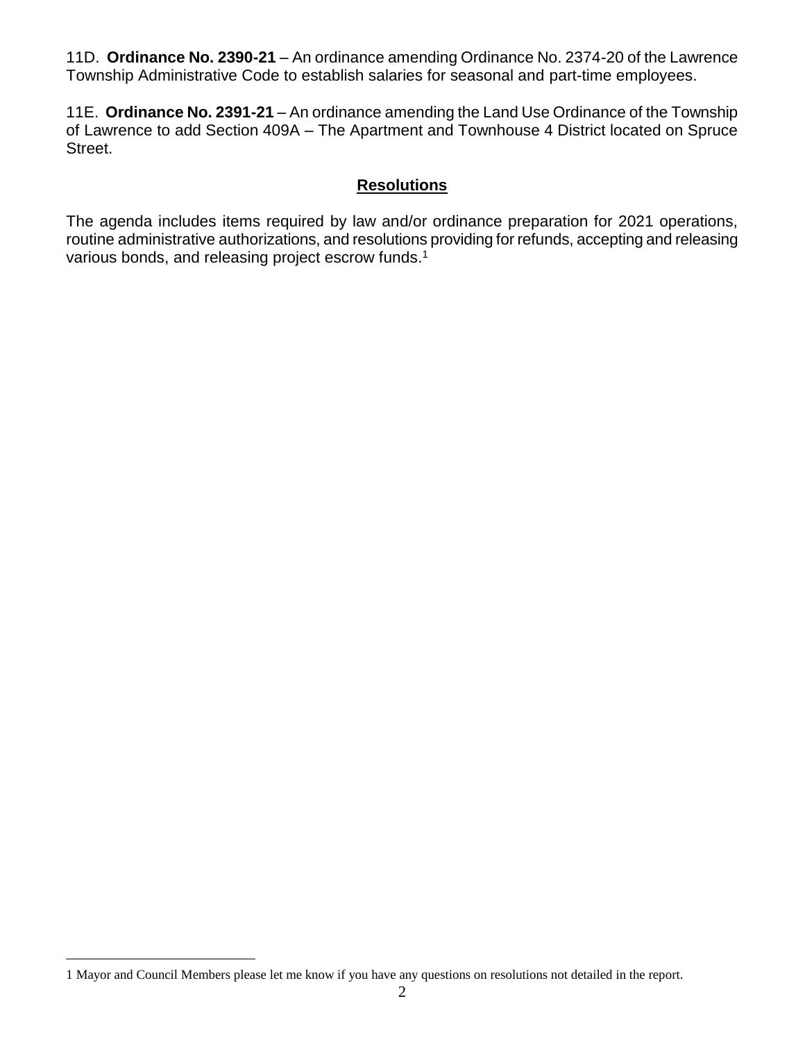11D. **Ordinance No. 2390-21** – An ordinance amending Ordinance No. 2374-20 of the Lawrence Township Administrative Code to establish salaries for seasonal and part-time employees.

11E. **Ordinance No. 2391-21** – An ordinance amending the Land Use Ordinance of the Township of Lawrence to add Section 409A – The Apartment and Townhouse 4 District located on Spruce Street.

## **Resolutions**

The agenda includes items required by law and/or ordinance preparation for 2021 operations, routine administrative authorizations, and resolutions providing for refunds, accepting and releasing various bonds, and releasing project escrow funds.[1]

1 Mayor and Council Members please let me know if you have any questions on resolutions not detailed in the report.